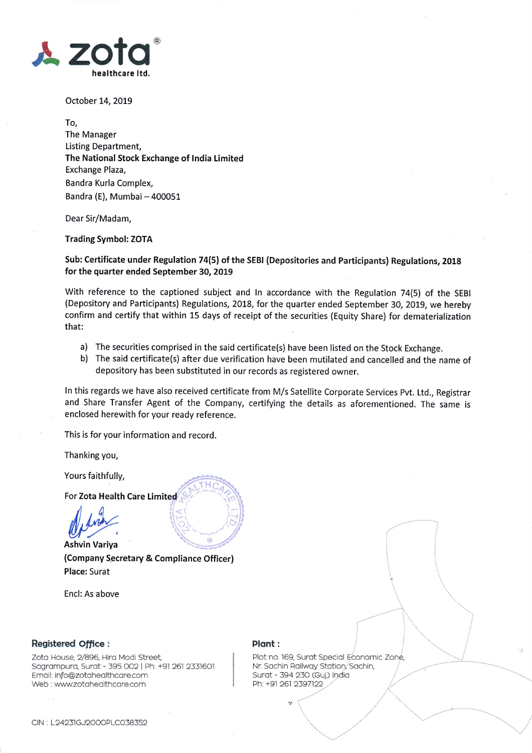zota®
healthcare ltd.

October 14, 2019

To,
The Manager
Listing Department,
**The National Stock Exchange of India Limited**
Exchange Plaza,
Bandra Kurla Complex,
Bandra (E), Mumbai – 400051

Dear Sir/Madam,

**Trading Symbol: ZOTA**

**Sub: Certificate under Regulation 74(5) of the SEBI (Depositories and Participants) Regulations, 2018 for the quarter ended September 30, 2019**

With reference to the captioned subject and In accordance with the Regulation 74(5) of the SEBI (Depository and Participants) Regulations, 2018, for the quarter ended September 30, 2019, we hereby confirm and certify that within 15 days of receipt of the securities (Equity Share) for dematerialization that:

a) The securities comprised in the said certificate(s) have been listed on the Stock Exchange.
b) The said certificate(s) after due verification have been mutilated and cancelled and the name of depository has been substituted in our records as registered owner.

In this regards we have also received certificate from M/s Satellite Corporate Services Pvt. Ltd., Registrar and Share Transfer Agent of the Company, certifying the details as aforementioned. The same is enclosed herewith for your ready reference.

This is for your information and record.

Thanking you,

Yours faithfully,

For **Zota Health Care Limited**

**Ashvin Variya**
**(Company Secretary & Compliance Officer)**
**Place:** Surat

Encl: As above

**Registered Office :**
Zota House, 2/896, Hira Modi Street,
Sagrampura, Surat - 395 002 | Ph: +91 261 2331601
Email: info@zotahealthcare.com
Web : www.zotahealthcare.com

**Plant :**
Plot no. 169, Surat Special Economic Zone,
Nr. Sachin Railway Station, Sachin,
Surat - 394 230 (Guj.) India
Ph: +91 261 2397122

CIN : L24231GJ2000PLC038352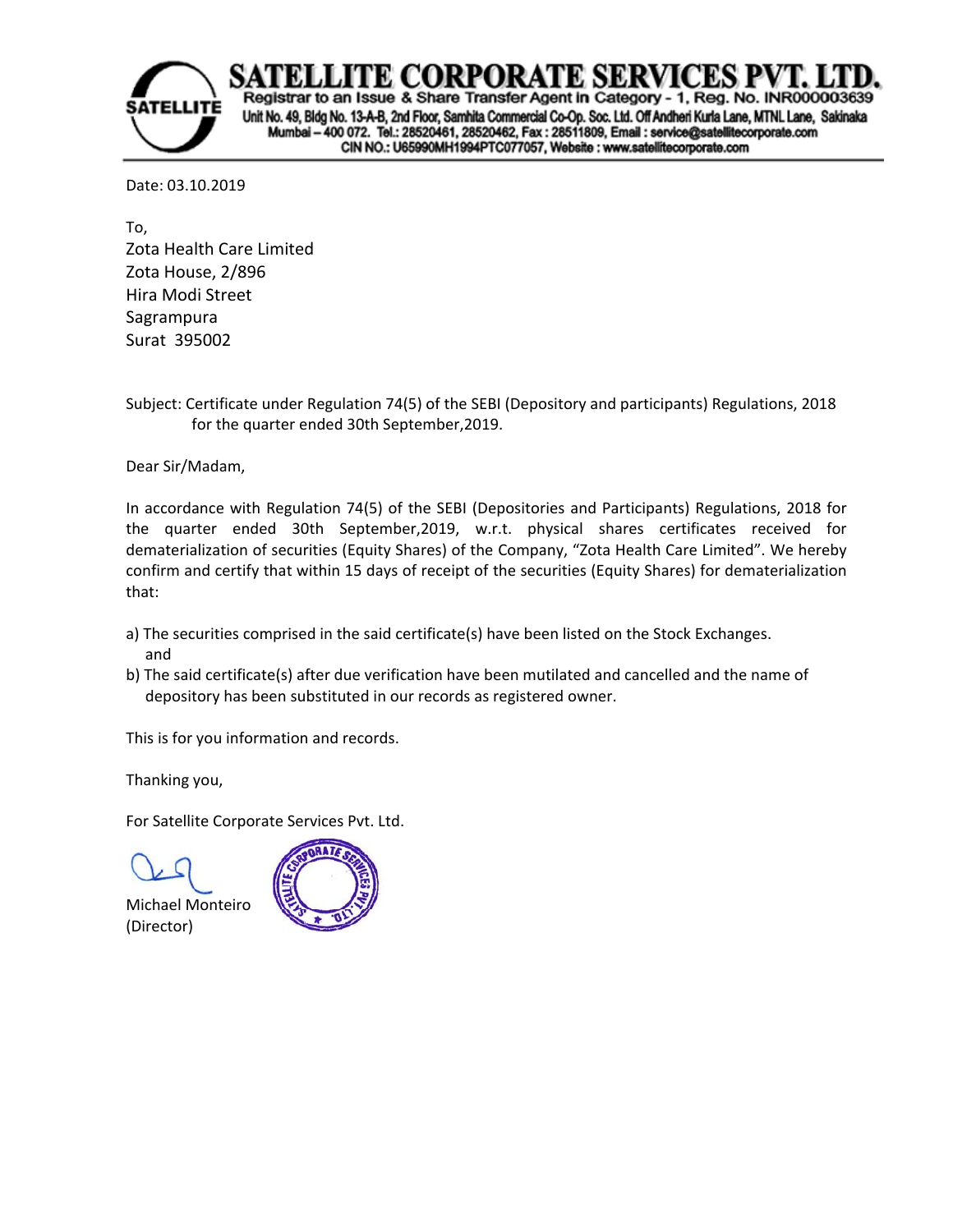# SATELLITE CORPORATE SERVICES PVT. LTD.

Registrar to an Issue & Share Transfer Agent in Category - 1, Reg. No. INR000003639

Unit No. 49, Bldg No. 13-A-B, 2nd Floor, Samhita Commercial Co-Op. Soc. Ltd. Off Andheri Kurla Lane, MTNL Lane, Sakinaka Mumbai – 400 072. Tel.: 28520461, 28520462, Fax : 28511809, Email : service@satellitecorporate.com

CIN NO.: U65990MH1994PTC077057, Website : www.satellitecorporate.com

Date: 03.10.2019

To,
Zota Health Care Limited
Zota House, 2/896
Hira Modi Street
Sagrampura
Surat 395002

Subject: Certificate under Regulation 74(5) of the SEBI (Depository and participants) Regulations, 2018 for the quarter ended 30th September,2019.

Dear Sir/Madam,

In accordance with Regulation 74(5) of the SEBI (Depositories and Participants) Regulations, 2018 for the quarter ended 30th September,2019, w.r.t. physical shares certificates received for dematerialization of securities (Equity Shares) of the Company, "Zota Health Care Limited". We hereby confirm and certify that within 15 days of receipt of the securities (Equity Shares) for dematerialization that:

a) The securities comprised in the said certificate(s) have been listed on the Stock Exchanges.
   and
b) The said certificate(s) after due verification have been mutilated and cancelled and the name of depository has been substituted in our records as registered owner.

This is for you information and records.

Thanking you,

For Satellite Corporate Services Pvt. Ltd.

Michael Monteiro
(Director)